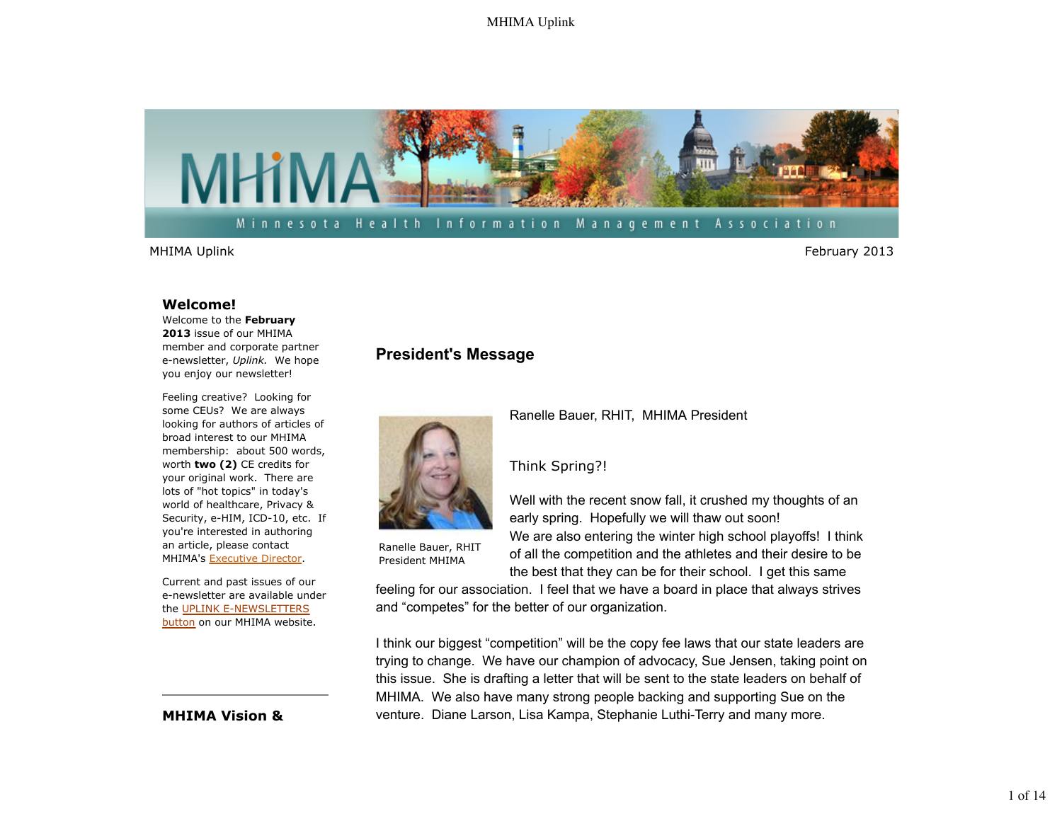MHIMA Uplink

February 2013

## Welcome!

Welcome to the **February 2013** issue of our MHIMA member and corporate partner e-newsletter, *Uplink.* We hope you enjoy our newsletter!

Feeling creative? Looking for some CEUs? We are always looking for authors of articles of broad interest to our MHIMA membership: about 500 words, worth **two (2)** CE credits for your original work. There are lots of "hot topics" in today's world of healthcare, Privacy & Security, e-HIM, ICD-10, etc. If you're interested in authoring an article, please contact MHIMA's Executive Director.

Current and past issues of our e-newsletter are available under the UPLINK E-NEWSLETTERS button on our MHIMA website.

---

## MHIMA Vision &

## President's Message

Ranelle Bauer, RHIT
President MHIMA

Ranelle Bauer, RHIT, MHIMA President

Think Spring?!

Well with the recent snow fall, it crushed my thoughts of an early spring. Hopefully we will thaw out soon!

We are also entering the winter high school playoffs! I think of all the competition and the athletes and their desire to be the best that they can be for their school. I get this same feeling for our association. I feel that we have a board in place that always strives and "competes" for the better of our organization.

I think our biggest "competition" will be the copy fee laws that our state leaders are trying to change. We have our champion of advocacy, Sue Jensen, taking point on this issue. She is drafting a letter that will be sent to the state leaders on behalf of MHIMA. We also have many strong people backing and supporting Sue on the venture. Diane Larson, Lisa Kampa, Stephanie Luthi-Terry and many more.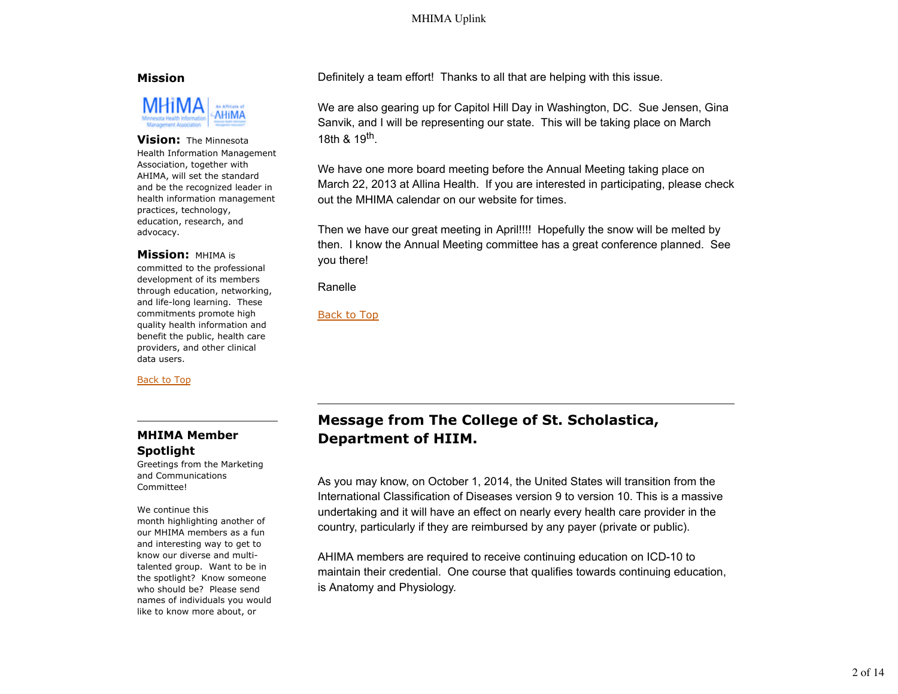## Mission

**Vision:** The Minnesota Health Information Management Association, together with AHIMA, will set the standard and be the recognized leader in health information management practices, technology, education, research, and advocacy.

**Mission:** MHIMA is committed to the professional development of its members through education, networking, and life-long learning. These commitments promote high quality health information and benefit the public, health care providers, and other clinical data users.

Back to Top

---

## MHIMA Member Spotlight

Greetings from the Marketing and Communications Committee!

We continue this month highlighting another of our MHIMA members as a fun and interesting way to get to know our diverse and multi-talented group. Want to be in the spotlight? Know someone who should be? Please send names of individuals you would like to know more about, or

Definitely a team effort! Thanks to all that are helping with this issue.

We are also gearing up for Capitol Hill Day in Washington, DC. Sue Jensen, Gina Sanvik, and I will be representing our state. This will be taking place on March 18th & 19th.

We have one more board meeting before the Annual Meeting taking place on March 22, 2013 at Allina Health. If you are interested in participating, please check out the MHIMA calendar on our website for times.

Then we have our great meeting in April!!!! Hopefully the snow will be melted by then. I know the Annual Meeting committee has a great conference planned. See you there!

Ranelle

Back to Top

---

## Message from The College of St. Scholastica, Department of HIIM.

As you may know, on October 1, 2014, the United States will transition from the International Classification of Diseases version 9 to version 10. This is a massive undertaking and it will have an effect on nearly every health care provider in the country, particularly if they are reimbursed by any payer (private or public).

AHIMA members are required to receive continuing education on ICD-10 to maintain their credential. One course that qualifies towards continuing education, is Anatomy and Physiology.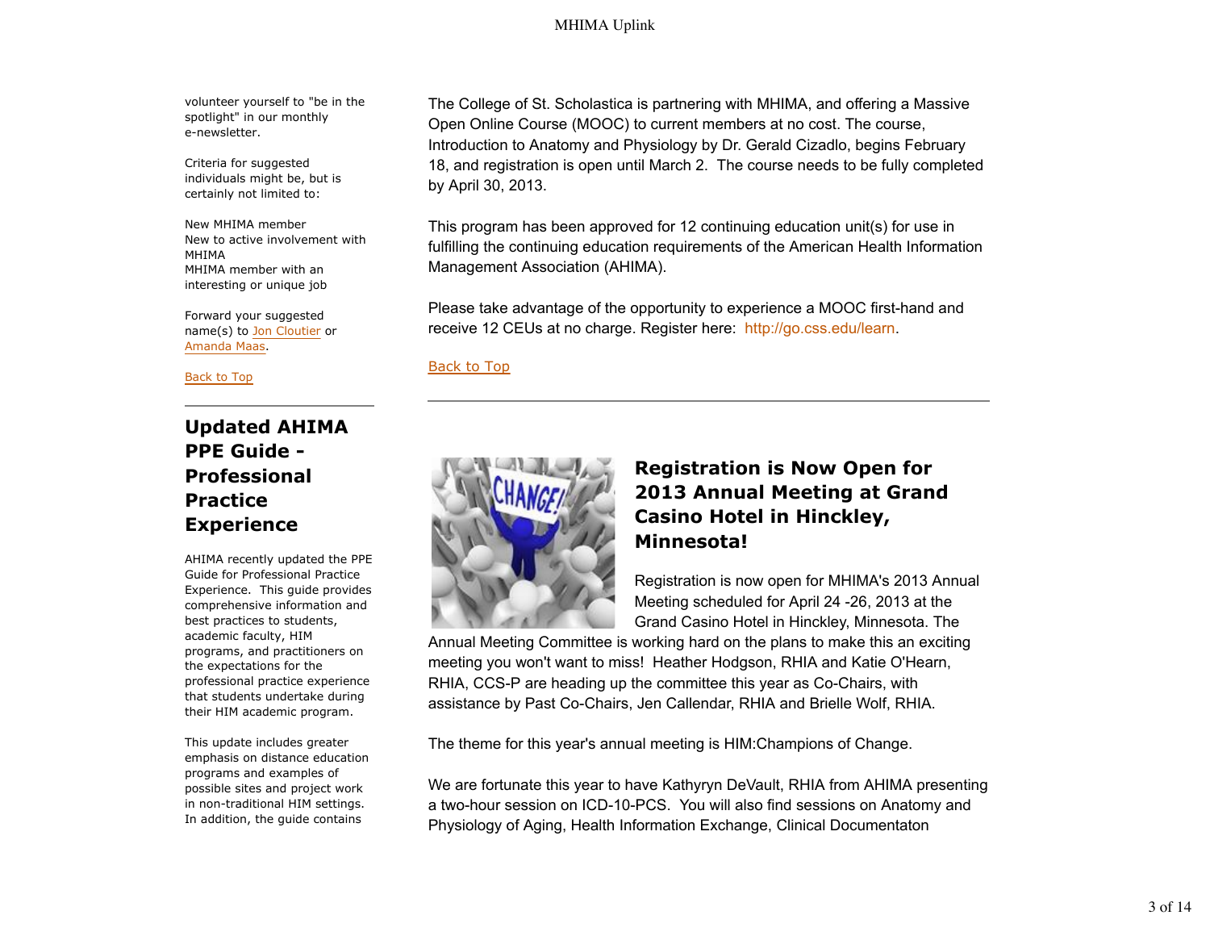volunteer yourself to "be in the spotlight" in our monthly e-newsletter.

Criteria for suggested individuals might be, but is certainly not limited to:

New MHIMA member
New to active involvement with MHIMA
MHIMA member with an interesting or unique job

Forward your suggested name(s) to Jon Cloutier or Amanda Maas.

Back to Top

## Updated AHIMA PPE Guide - Professional Practice Experience

AHIMA recently updated the PPE Guide for Professional Practice Experience. This guide provides comprehensive information and best practices to students, academic faculty, HIM programs, and practitioners on the expectations for the professional practice experience that students undertake during their HIM academic program.

This update includes greater emphasis on distance education programs and examples of possible sites and project work in non-traditional HIM settings. In addition, the guide contains

The College of St. Scholastica is partnering with MHIMA, and offering a Massive Open Online Course (MOOC) to current members at no cost. The course, Introduction to Anatomy and Physiology by Dr. Gerald Cizadlo, begins February 18, and registration is open until March 2. The course needs to be fully completed by April 30, 2013.

This program has been approved for 12 continuing education unit(s) for use in fulfilling the continuing education requirements of the American Health Information Management Association (AHIMA).

Please take advantage of the opportunity to experience a MOOC first-hand and receive 12 CEUs at no charge. Register here: http://go.css.edu/learn.

Back to Top

## Registration is Now Open for 2013 Annual Meeting at Grand Casino Hotel in Hinckley, Minnesota!

Registration is now open for MHIMA's 2013 Annual Meeting scheduled for April 24 -26, 2013 at the Grand Casino Hotel in Hinckley, Minnesota. The Annual Meeting Committee is working hard on the plans to make this an exciting meeting you won't want to miss! Heather Hodgson, RHIA and Katie O'Hearn, RHIA, CCS-P are heading up the committee this year as Co-Chairs, with assistance by Past Co-Chairs, Jen Callendar, RHIA and Brielle Wolf, RHIA.

The theme for this year's annual meeting is HIM:Champions of Change.

We are fortunate this year to have Kathyryn DeVault, RHIA from AHIMA presenting a two-hour session on ICD-10-PCS. You will also find sessions on Anatomy and Physiology of Aging, Health Information Exchange, Clinical Documentaton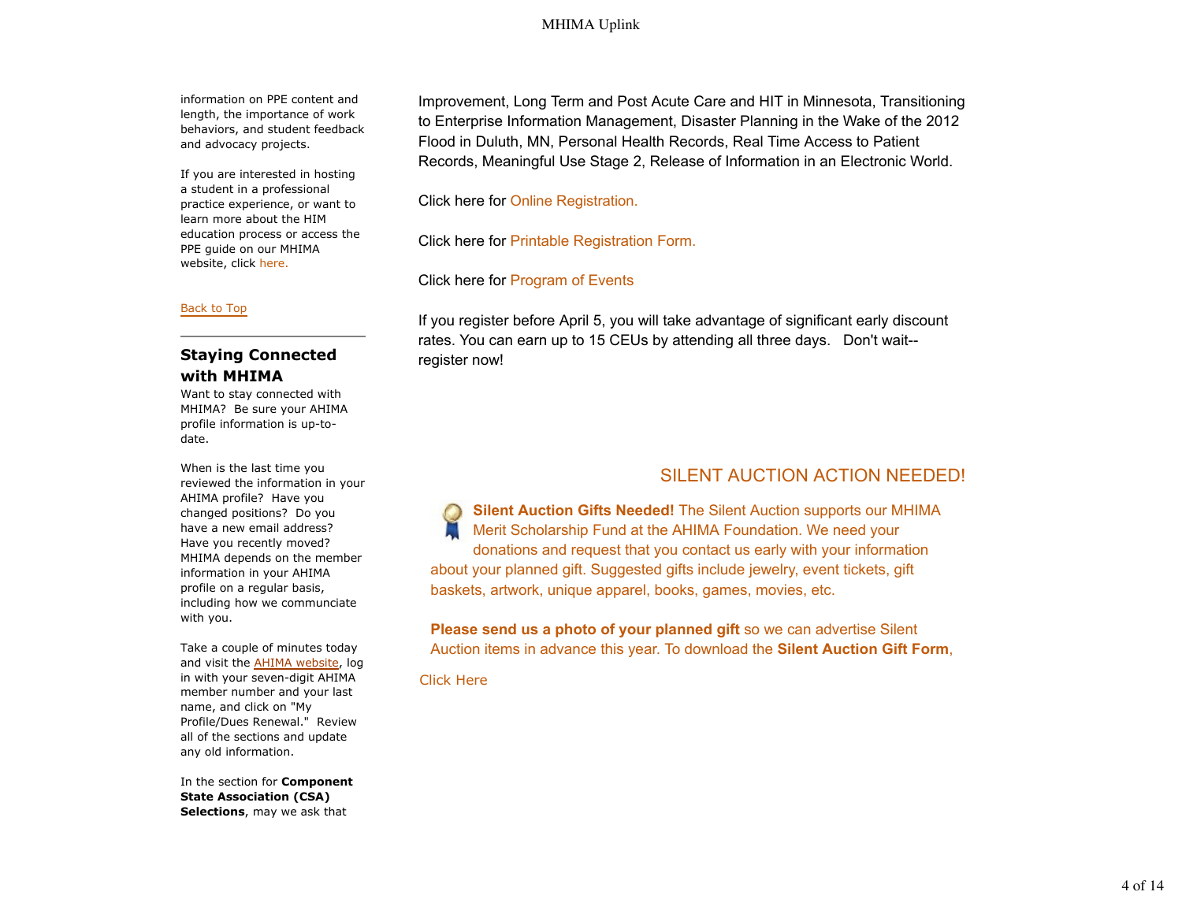information on PPE content and length, the importance of work behaviors, and student feedback and advocacy projects.

If you are interested in hosting a student in a professional practice experience, or want to learn more about the HIM education process or access the PPE guide on our MHIMA website, click here.

Back to Top

## Staying Connected with MHIMA

Want to stay connected with MHIMA? Be sure your AHIMA profile information is up-to-date.

When is the last time you reviewed the information in your AHIMA profile? Have you changed positions? Do you have a new email address? Have you recently moved? MHIMA depends on the member information in your AHIMA profile on a regular basis, including how we communciate with you.

Take a couple of minutes today and visit the AHIMA website, log in with your seven-digit AHIMA member number and your last name, and click on "My Profile/Dues Renewal." Review all of the sections and update any old information.

In the section for **Component State Association (CSA) Selections**, may we ask that

Improvement, Long Term and Post Acute Care and HIT in Minnesota, Transitioning to Enterprise Information Management, Disaster Planning in the Wake of the 2012 Flood in Duluth, MN, Personal Health Records, Real Time Access to Patient Records, Meaningful Use Stage 2, Release of Information in an Electronic World.

Click here for Online Registration.

Click here for Printable Registration Form.

Click here for Program of Events

If you register before April 5, you will take advantage of significant early discount rates. You can earn up to 15 CEUs by attending all three days. Don't wait--register now!

## SILENT AUCTION ACTION NEEDED!

**Silent Auction Gifts Needed!** The Silent Auction supports our MHIMA Merit Scholarship Fund at the AHIMA Foundation. We need your donations and request that you contact us early with your information about your planned gift. Suggested gifts include jewelry, event tickets, gift baskets, artwork, unique apparel, books, games, movies, etc.

**Please send us a photo of your planned gift** so we can advertise Silent Auction items in advance this year. To download the **Silent Auction Gift Form**,

Click Here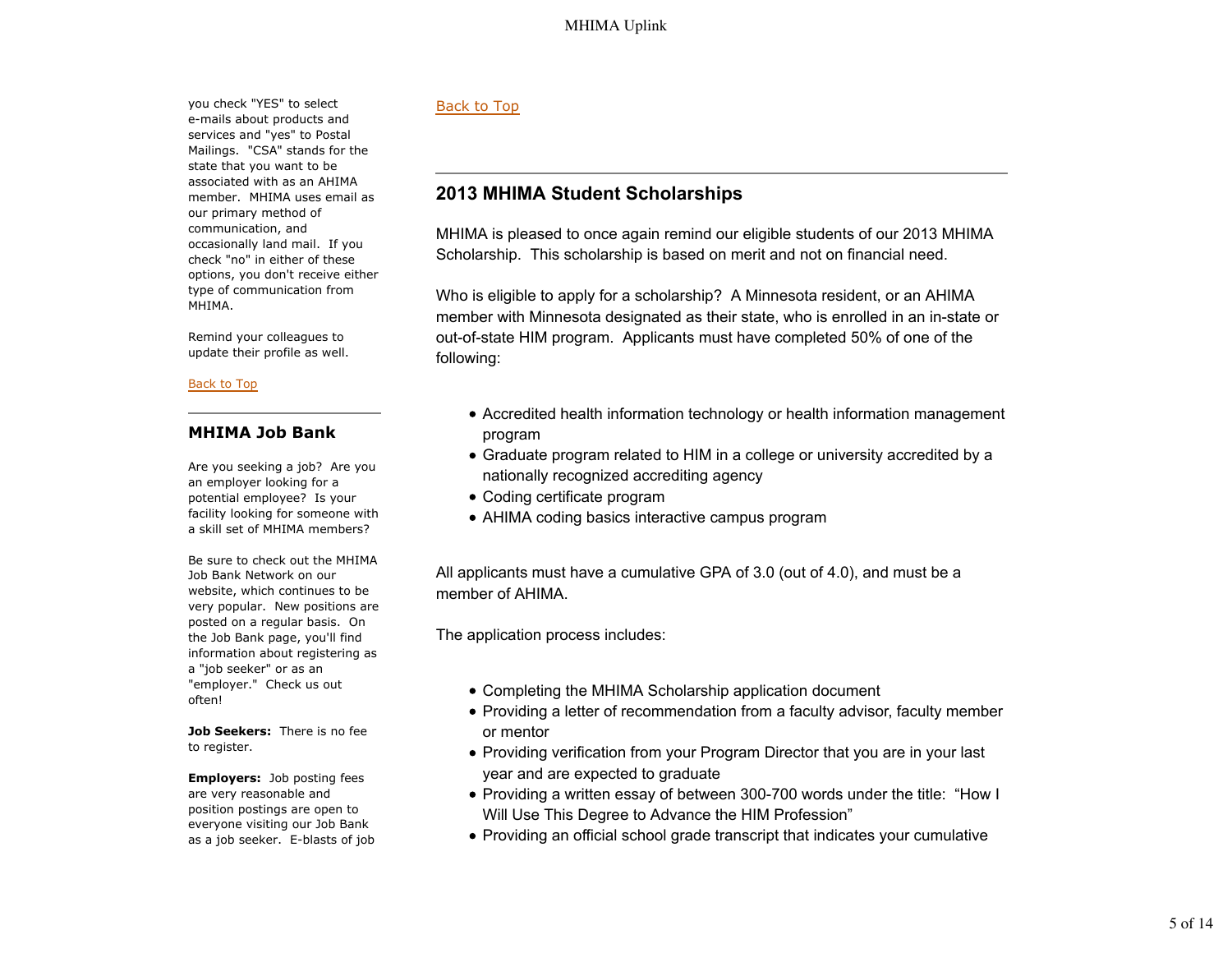you check "YES" to select e-mails about products and services and "yes" to Postal Mailings.  "CSA" stands for the state that you want to be associated with as an AHIMA member.  MHIMA uses email as our primary method of communication, and occasionally land mail.  If you check "no" in either of these options, you don't receive either type of communication from MHIMA.

Remind your colleagues to update their profile as well.

Back to Top

---

## MHIMA Job Bank

Are you seeking a job?  Are you an employer looking for a potential employee?  Is your facility looking for someone with a skill set of MHIMA members?

Be sure to check out the MHIMA Job Bank Network on our website, which continues to be very popular.  New positions are posted on a regular basis.  On the Job Bank page, you'll find information about registering as a "job seeker" or as an "employer."  Check us out often!

**Job Seekers:**  There is no fee to register.

**Employers:**  Job posting fees are very reasonable and position postings are open to everyone visiting our Job Bank as a job seeker.  E-blasts of job

Back to Top

---

## 2013 MHIMA Student Scholarships

MHIMA is pleased to once again remind our eligible students of our 2013 MHIMA Scholarship.  This scholarship is based on merit and not on financial need.

Who is eligible to apply for a scholarship?  A Minnesota resident, or an AHIMA member with Minnesota designated as their state, who is enrolled in an in-state or out-of-state HIM program.  Applicants must have completed 50% of one of the following:

- Accredited health information technology or health information management program
- Graduate program related to HIM in a college or university accredited by a nationally recognized accrediting agency
- Coding certificate program
- AHIMA coding basics interactive campus program

All applicants must have a cumulative GPA of 3.0 (out of 4.0), and must be a member of AHIMA.

The application process includes:

- Completing the MHIMA Scholarship application document
- Providing a letter of recommendation from a faculty advisor, faculty member or mentor
- Providing verification from your Program Director that you are in your last year and are expected to graduate
- Providing a written essay of between 300-700 words under the title:  “How I Will Use This Degree to Advance the HIM Profession”
- Providing an official school grade transcript that indicates your cumulative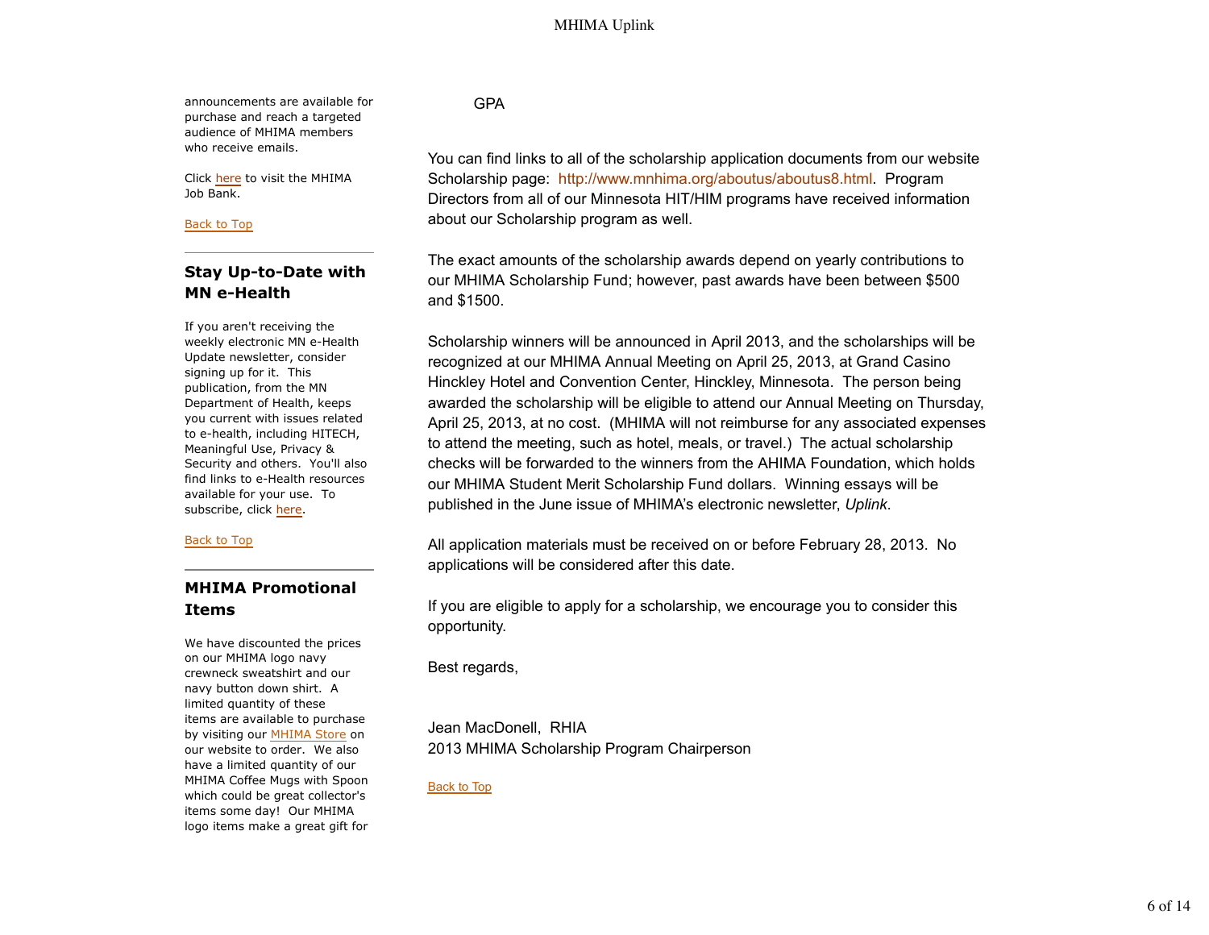announcements are available for purchase and reach a targeted audience of MHIMA members who receive emails.

Click here to visit the MHIMA Job Bank.

Back to Top

---

## Stay Up-to-Date with MN e-Health

If you aren't receiving the weekly electronic MN e-Health Update newsletter, consider signing up for it. This publication, from the MN Department of Health, keeps you current with issues related to e-health, including HITECH, Meaningful Use, Privacy & Security and others. You'll also find links to e-Health resources available for your use. To subscribe, click here.

Back to Top

---

## MHIMA Promotional Items

We have discounted the prices on our MHIMA logo navy crewneck sweatshirt and our navy button down shirt. A limited quantity of these items are available to purchase by visiting our MHIMA Store on our website to order. We also have a limited quantity of our MHIMA Coffee Mugs with Spoon which could be great collector's items some day! Our MHIMA logo items make a great gift for

---

GPA

You can find links to all of the scholarship application documents from our website Scholarship page: http://www.mnhima.org/aboutus/aboutus8.html. Program Directors from all of our Minnesota HIT/HIM programs have received information about our Scholarship program as well.

The exact amounts of the scholarship awards depend on yearly contributions to our MHIMA Scholarship Fund; however, past awards have been between $500 and $1500.

Scholarship winners will be announced in April 2013, and the scholarships will be recognized at our MHIMA Annual Meeting on April 25, 2013, at Grand Casino Hinckley Hotel and Convention Center, Hinckley, Minnesota. The person being awarded the scholarship will be eligible to attend our Annual Meeting on Thursday, April 25, 2013, at no cost. (MHIMA will not reimburse for any associated expenses to attend the meeting, such as hotel, meals, or travel.) The actual scholarship checks will be forwarded to the winners from the AHIMA Foundation, which holds our MHIMA Student Merit Scholarship Fund dollars. Winning essays will be published in the June issue of MHIMA's electronic newsletter, *Uplink*.

All application materials must be received on or before February 28, 2013. No applications will be considered after this date.

If you are eligible to apply for a scholarship, we encourage you to consider this opportunity.

Best regards,

Jean MacDonell, RHIA
2013 MHIMA Scholarship Program Chairperson

Back to Top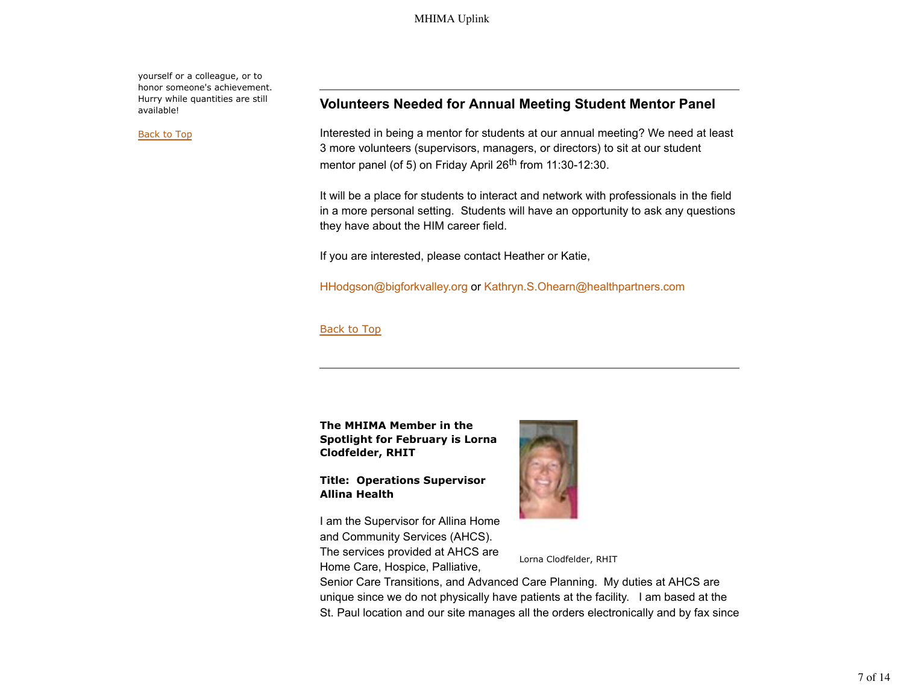yourself or a colleague, or to honor someone's achievement. Hurry while quantities are still available!

Back to Top

## Volunteers Needed for Annual Meeting Student Mentor Panel

Interested in being a mentor for students at our annual meeting? We need at least 3 more volunteers (supervisors, managers, or directors) to sit at our student mentor panel (of 5) on Friday April 26th from 11:30-12:30.

It will be a place for students to interact and network with professionals in the field in a more personal setting. Students will have an opportunity to ask any questions they have about the HIM career field.

If you are interested, please contact Heather or Katie,

HHodgson@bigforkvalley.org or Kathryn.S.Ohearn@healthpartners.com

Back to Top

**The MHIMA Member in the Spotlight for February is Lorna Clodfelder, RHIT**

**Title: Operations Supervisor Allina Health**

Lorna Clodfelder, RHIT

I am the Supervisor for Allina Home and Community Services (AHCS). The services provided at AHCS are Home Care, Hospice, Palliative, Senior Care Transitions, and Advanced Care Planning. My duties at AHCS are unique since we do not physically have patients at the facility. I am based at the St. Paul location and our site manages all the orders electronically and by fax since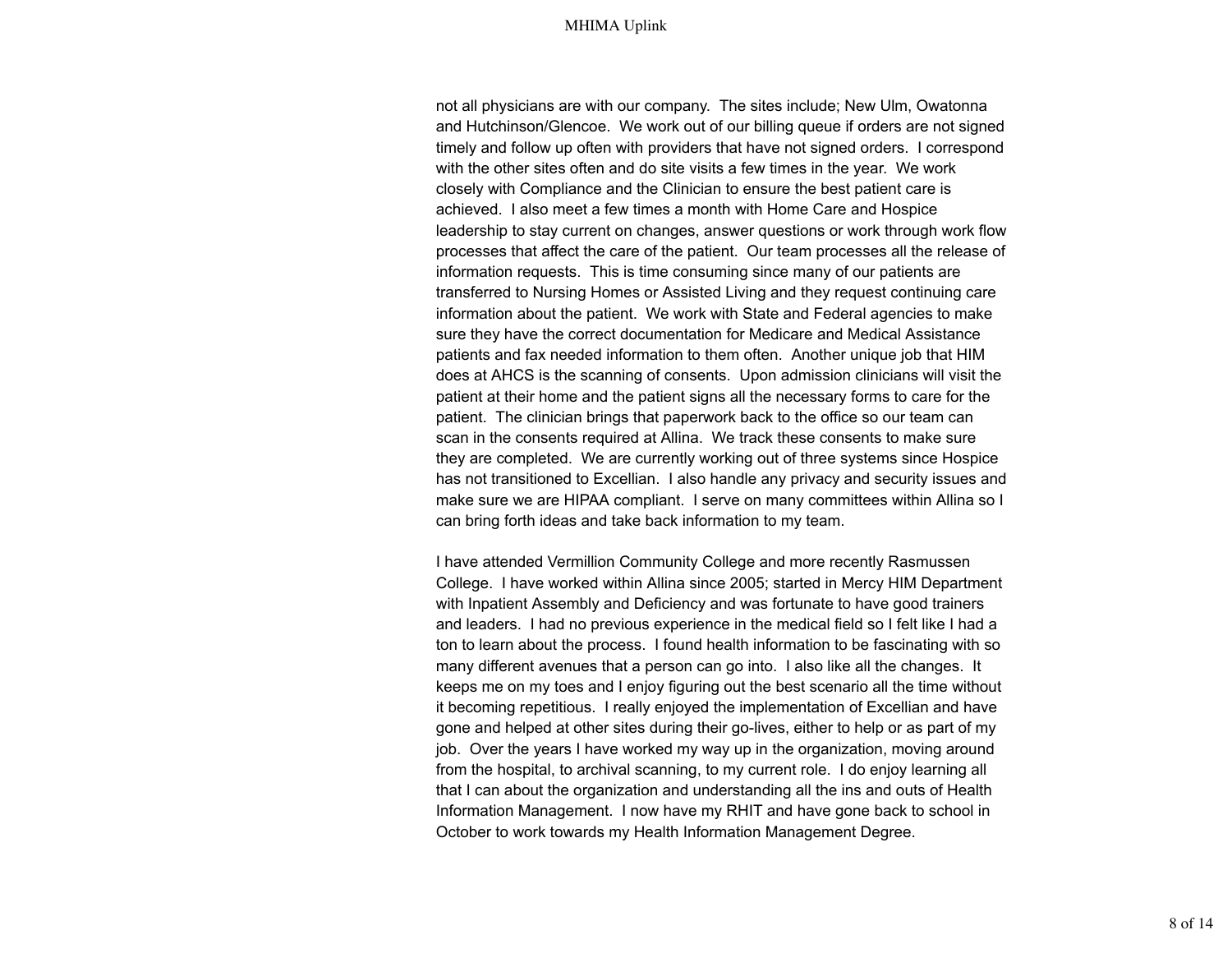not all physicians are with our company.  The sites include; New Ulm, Owatonna and Hutchinson/Glencoe.  We work out of our billing queue if orders are not signed timely and follow up often with providers that have not signed orders.  I correspond with the other sites often and do site visits a few times in the year.  We work closely with Compliance and the Clinician to ensure the best patient care is achieved.  I also meet a few times a month with Home Care and Hospice leadership to stay current on changes, answer questions or work through work flow processes that affect the care of the patient.  Our team processes all the release of information requests.  This is time consuming since many of our patients are transferred to Nursing Homes or Assisted Living and they request continuing care information about the patient.  We work with State and Federal agencies to make sure they have the correct documentation for Medicare and Medical Assistance patients and fax needed information to them often.  Another unique job that HIM does at AHCS is the scanning of consents.  Upon admission clinicians will visit the patient at their home and the patient signs all the necessary forms to care for the patient.  The clinician brings that paperwork back to the office so our team can scan in the consents required at Allina.  We track these consents to make sure they are completed.  We are currently working out of three systems since Hospice has not transitioned to Excellian.  I also handle any privacy and security issues and make sure we are HIPAA compliant.  I serve on many committees within Allina so I can bring forth ideas and take back information to my team.

I have attended Vermillion Community College and more recently Rasmussen College.  I have worked within Allina since 2005; started in Mercy HIM Department with Inpatient Assembly and Deficiency and was fortunate to have good trainers and leaders.  I had no previous experience in the medical field so I felt like I had a ton to learn about the process.  I found health information to be fascinating with so many different avenues that a person can go into.  I also like all the changes.  It keeps me on my toes and I enjoy figuring out the best scenario all the time without it becoming repetitious.  I really enjoyed the implementation of Excellian and have gone and helped at other sites during their go-lives, either to help or as part of my job.  Over the years I have worked my way up in the organization, moving around from the hospital, to archival scanning, to my current role.  I do enjoy learning all that I can about the organization and understanding all the ins and outs of Health Information Management.  I now have my RHIT and have gone back to school in October to work towards my Health Information Management Degree.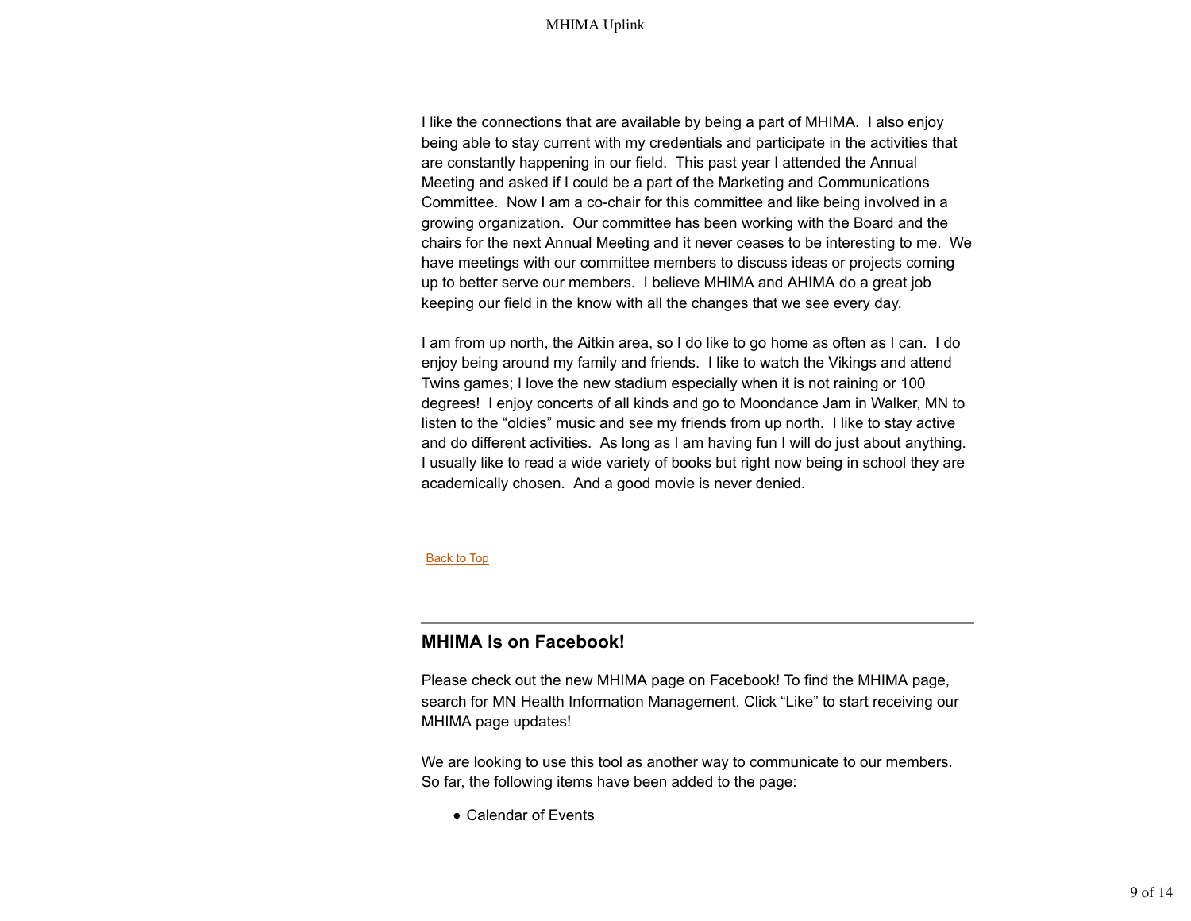I like the connections that are available by being a part of MHIMA. I also enjoy being able to stay current with my credentials and participate in the activities that are constantly happening in our field. This past year I attended the Annual Meeting and asked if I could be a part of the Marketing and Communications Committee. Now I am a co-chair for this committee and like being involved in a growing organization. Our committee has been working with the Board and the chairs for the next Annual Meeting and it never ceases to be interesting to me. We have meetings with our committee members to discuss ideas or projects coming up to better serve our members. I believe MHIMA and AHIMA do a great job keeping our field in the know with all the changes that we see every day.

I am from up north, the Aitkin area, so I do like to go home as often as I can. I do enjoy being around my family and friends. I like to watch the Vikings and attend Twins games; I love the new stadium especially when it is not raining or 100 degrees! I enjoy concerts of all kinds and go to Moondance Jam in Walker, MN to listen to the "oldies" music and see my friends from up north. I like to stay active and do different activities. As long as I am having fun I will do just about anything. I usually like to read a wide variety of books but right now being in school they are academically chosen. And a good movie is never denied.

Back to Top

---

## MHIMA Is on Facebook!

Please check out the new MHIMA page on Facebook! To find the MHIMA page, search for MN Health Information Management. Click "Like" to start receiving our MHIMA page updates!

We are looking to use this tool as another way to communicate to our members. So far, the following items have been added to the page:

- Calendar of Events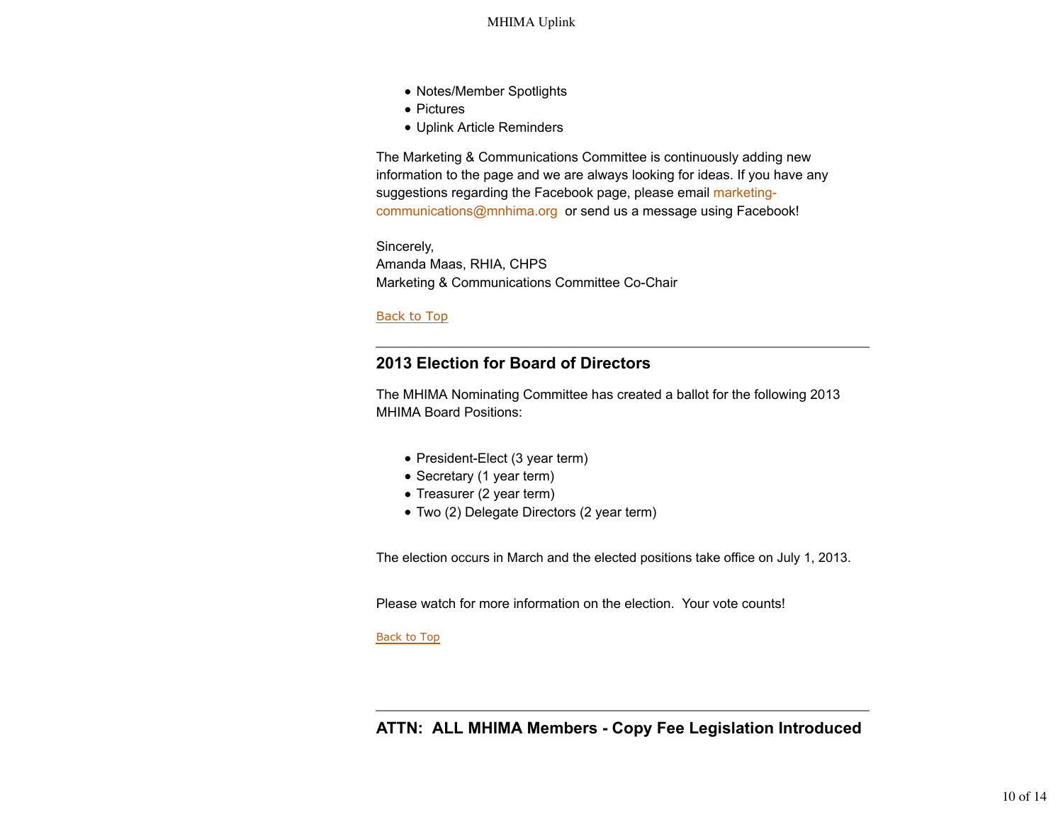- Notes/Member Spotlights
- Pictures
- Uplink Article Reminders

The Marketing & Communications Committee is continuously adding new information to the page and we are always looking for ideas. If you have any suggestions regarding the Facebook page, please email marketing-communications@mnhima.org  or send us a message using Facebook!

Sincerely,
Amanda Maas, RHIA, CHPS
Marketing & Communications Committee Co-Chair

Back to Top

---

## 2013 Election for Board of Directors

The MHIMA Nominating Committee has created a ballot for the following 2013 MHIMA Board Positions:

- President-Elect (3 year term)
- Secretary (1 year term)
- Treasurer (2 year term)
- Two (2) Delegate Directors (2 year term)

The election occurs in March and the elected positions take office on July 1, 2013.

Please watch for more information on the election.  Your vote counts!

Back to Top

---

## ATTN:  ALL MHIMA Members - Copy Fee Legislation Introduced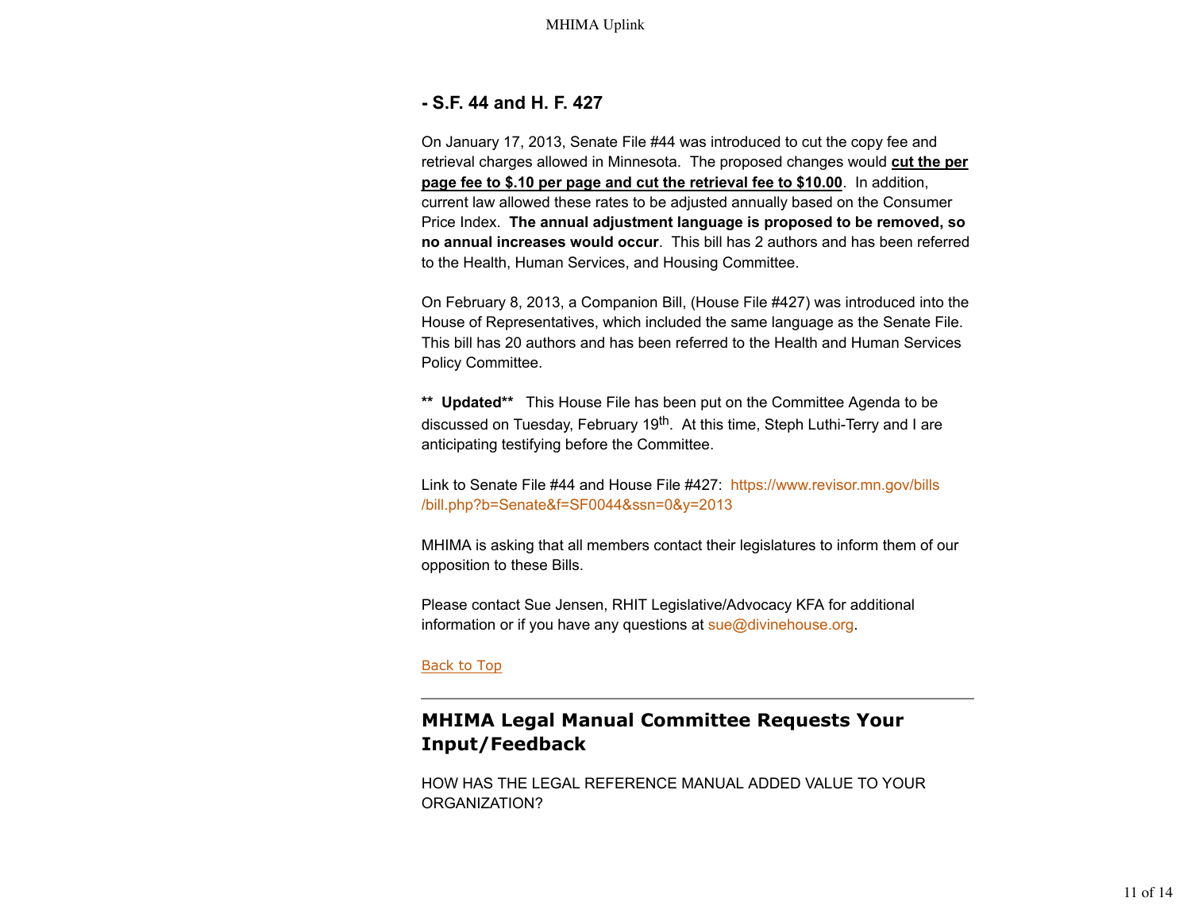### - S.F. 44 and H. F. 427

On January 17, 2013, Senate File #44 was introduced to cut the copy fee and retrieval charges allowed in Minnesota. The proposed changes would **cut the per page fee to $.10 per page and cut the retrieval fee to $10.00**. In addition, current law allowed these rates to be adjusted annually based on the Consumer Price Index. **The annual adjustment language is proposed to be removed, so no annual increases would occur**. This bill has 2 authors and has been referred to the Health, Human Services, and Housing Committee.

On February 8, 2013, a Companion Bill, (House File #427) was introduced into the House of Representatives, which included the same language as the Senate File. This bill has 20 authors and has been referred to the Health and Human Services Policy Committee.

**** Updated**** This House File has been put on the Committee Agenda to be discussed on Tuesday, February 19th. At this time, Steph Luthi-Terry and I are anticipating testifying before the Committee.

Link to Senate File #44 and House File #427: https://www.revisor.mn.gov/bills/bill.php?b=Senate&f=SF0044&ssn=0&y=2013

MHIMA is asking that all members contact their legislatures to inform them of our opposition to these Bills.

Please contact Sue Jensen, RHIT Legislative/Advocacy KFA for additional information or if you have any questions at sue@divinehouse.org.

Back to Top

---

## MHIMA Legal Manual Committee Requests Your Input/Feedback

HOW HAS THE LEGAL REFERENCE MANUAL ADDED VALUE TO YOUR ORGANIZATION?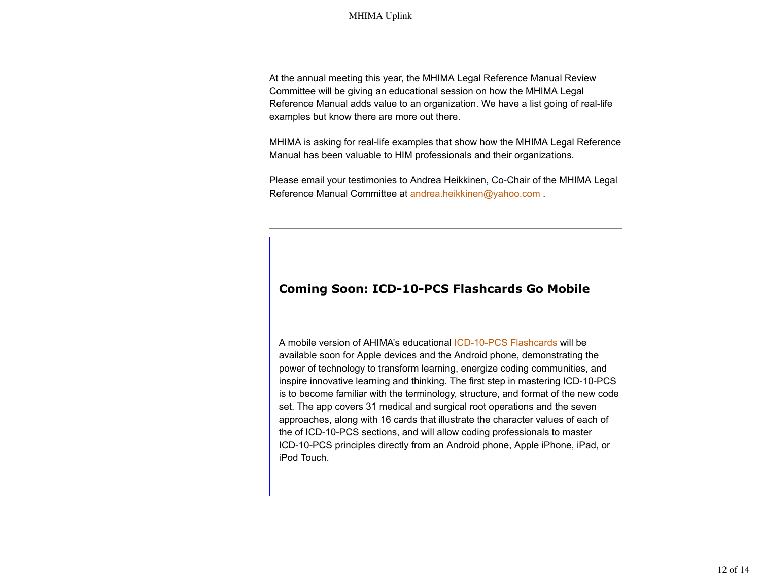At the annual meeting this year, the MHIMA Legal Reference Manual Review Committee will be giving an educational session on how the MHIMA Legal Reference Manual adds value to an organization. We have a list going of real-life examples but know there are more out there.

MHIMA is asking for real-life examples that show how the MHIMA Legal Reference Manual has been valuable to HIM professionals and their organizations.

Please email your testimonies to Andrea Heikkinen, Co-Chair of the MHIMA Legal Reference Manual Committee at andrea.heikkinen@yahoo.com .

---

## Coming Soon: ICD-10-PCS Flashcards Go Mobile

A mobile version of AHIMA's educational ICD-10-PCS Flashcards will be available soon for Apple devices and the Android phone, demonstrating the power of technology to transform learning, energize coding communities, and inspire innovative learning and thinking. The first step in mastering ICD-10-PCS is to become familiar with the terminology, structure, and format of the new code set. The app covers 31 medical and surgical root operations and the seven approaches, along with 16 cards that illustrate the character values of each of the of ICD-10-PCS sections, and will allow coding professionals to master ICD-10-PCS principles directly from an Android phone, Apple iPhone, iPad, or iPod Touch.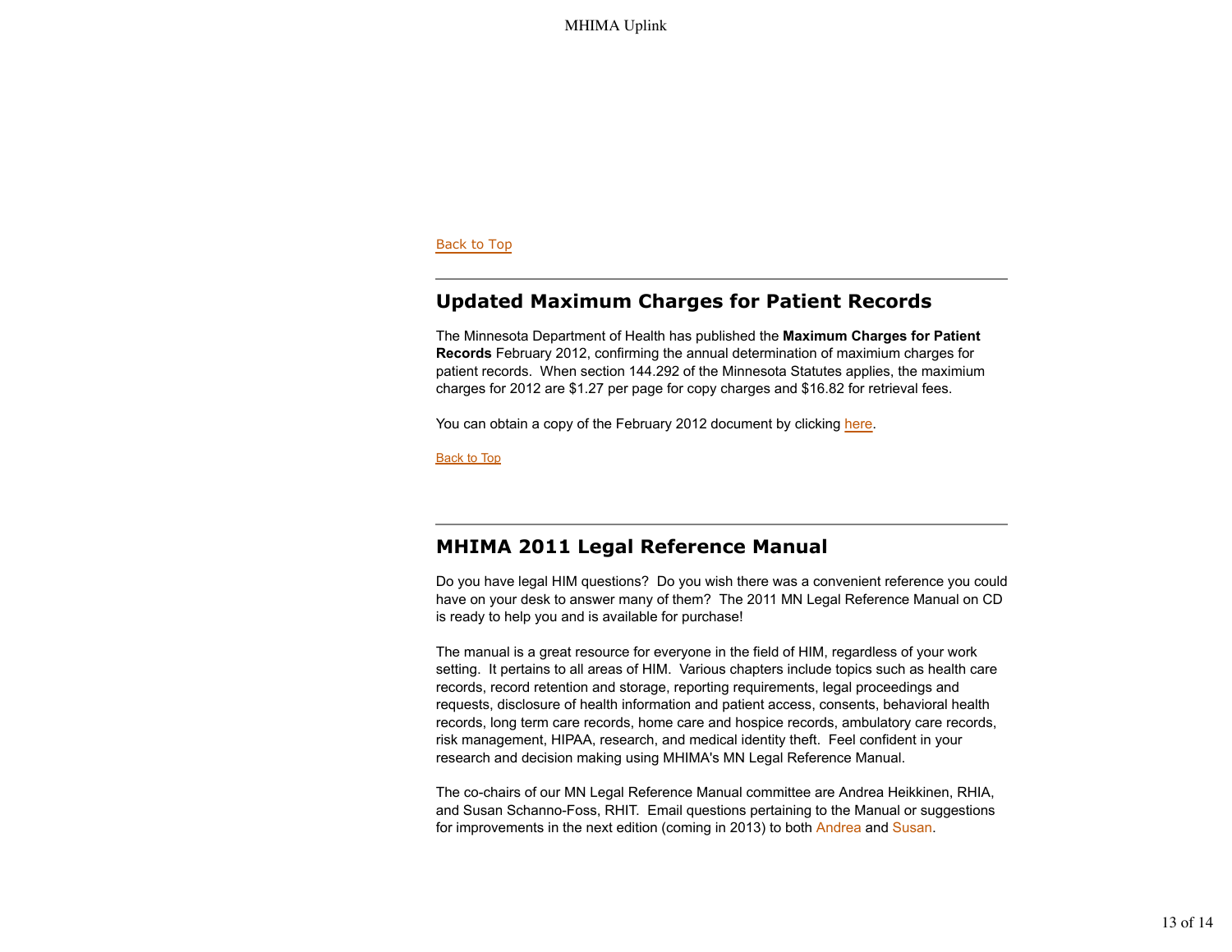Back to Top

---

## Updated Maximum Charges for Patient Records

The Minnesota Department of Health has published the **Maximum Charges for Patient Records** February 2012, confirming the annual determination of maximium charges for patient records. When section 144.292 of the Minnesota Statutes applies, the maximium charges for 2012 are $1.27 per page for copy charges and $16.82 for retrieval fees.

You can obtain a copy of the February 2012 document by clicking here.

Back to Top

---

## MHIMA 2011 Legal Reference Manual

Do you have legal HIM questions? Do you wish there was a convenient reference you could have on your desk to answer many of them? The 2011 MN Legal Reference Manual on CD is ready to help you and is available for purchase!

The manual is a great resource for everyone in the field of HIM, regardless of your work setting. It pertains to all areas of HIM. Various chapters include topics such as health care records, record retention and storage, reporting requirements, legal proceedings and requests, disclosure of health information and patient access, consents, behavioral health records, long term care records, home care and hospice records, ambulatory care records, risk management, HIPAA, research, and medical identity theft. Feel confident in your research and decision making using MHIMA's MN Legal Reference Manual.

The co-chairs of our MN Legal Reference Manual committee are Andrea Heikkinen, RHIA, and Susan Schanno-Foss, RHIT. Email questions pertaining to the Manual or suggestions for improvements in the next edition (coming in 2013) to both Andrea and Susan.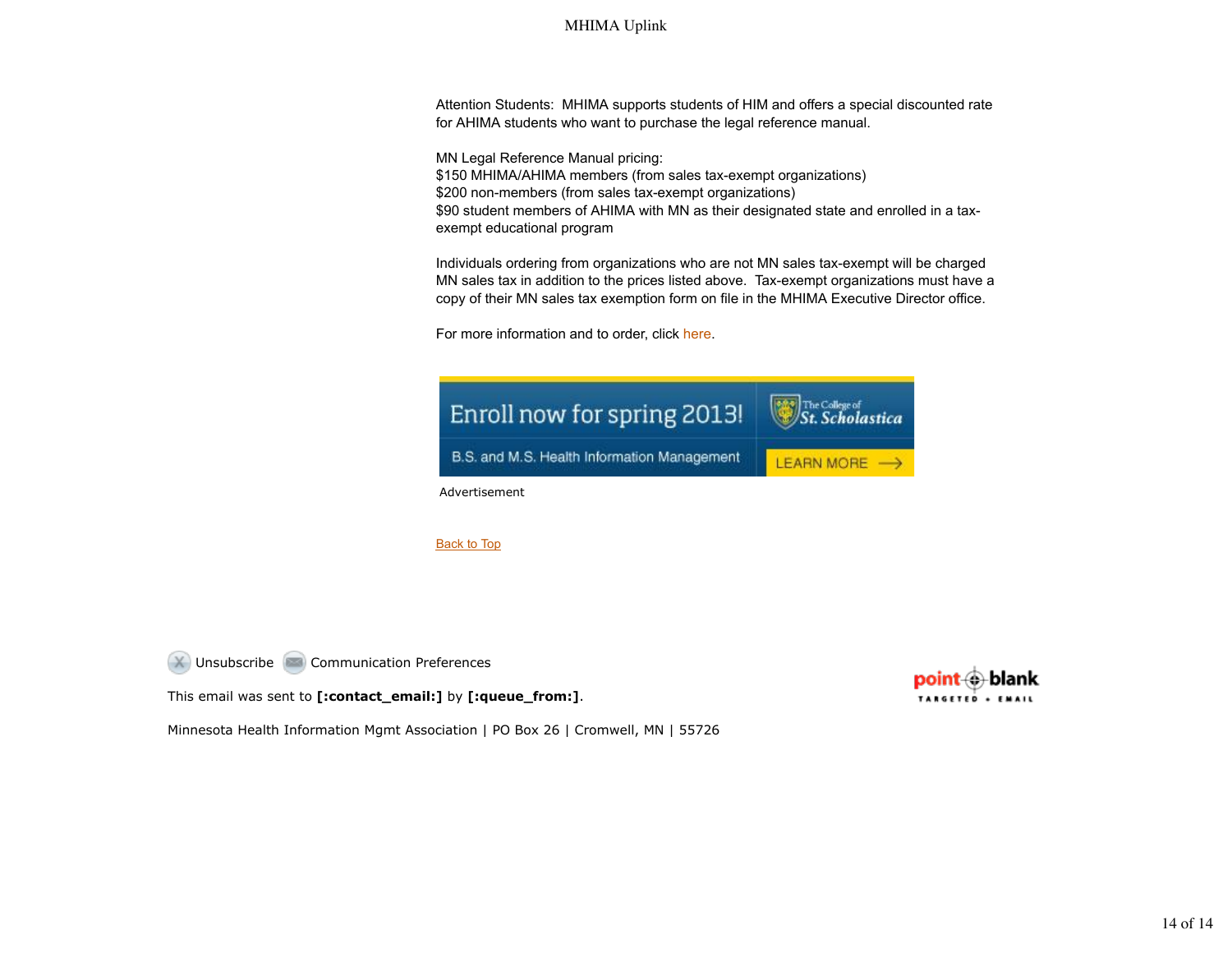Attention Students: MHIMA supports students of HIM and offers a special discounted rate for AHIMA students who want to purchase the legal reference manual.

MN Legal Reference Manual pricing:
$150 MHIMA/AHIMA members (from sales tax-exempt organizations)
$200 non-members (from sales tax-exempt organizations)
$90 student members of AHIMA with MN as their designated state and enrolled in a tax-exempt educational program

Individuals ordering from organizations who are not MN sales tax-exempt will be charged MN sales tax in addition to the prices listed above. Tax-exempt organizations must have a copy of their MN sales tax exemption form on file in the MHIMA Executive Director office.

For more information and to order, click here.

Enroll now for spring 2013!
The College of St. Scholastica
B.S. and M.S. Health Information Management
LEARN MORE

Advertisement

Back to Top

Unsubscribe Communication Preferences

This email was sent to **[:contact_email:]** by **[:queue_from:]**.

Minnesota Health Information Mgmt Association | PO Box 26 | Cromwell, MN | 55726

point blank
TARGETED • EMAIL